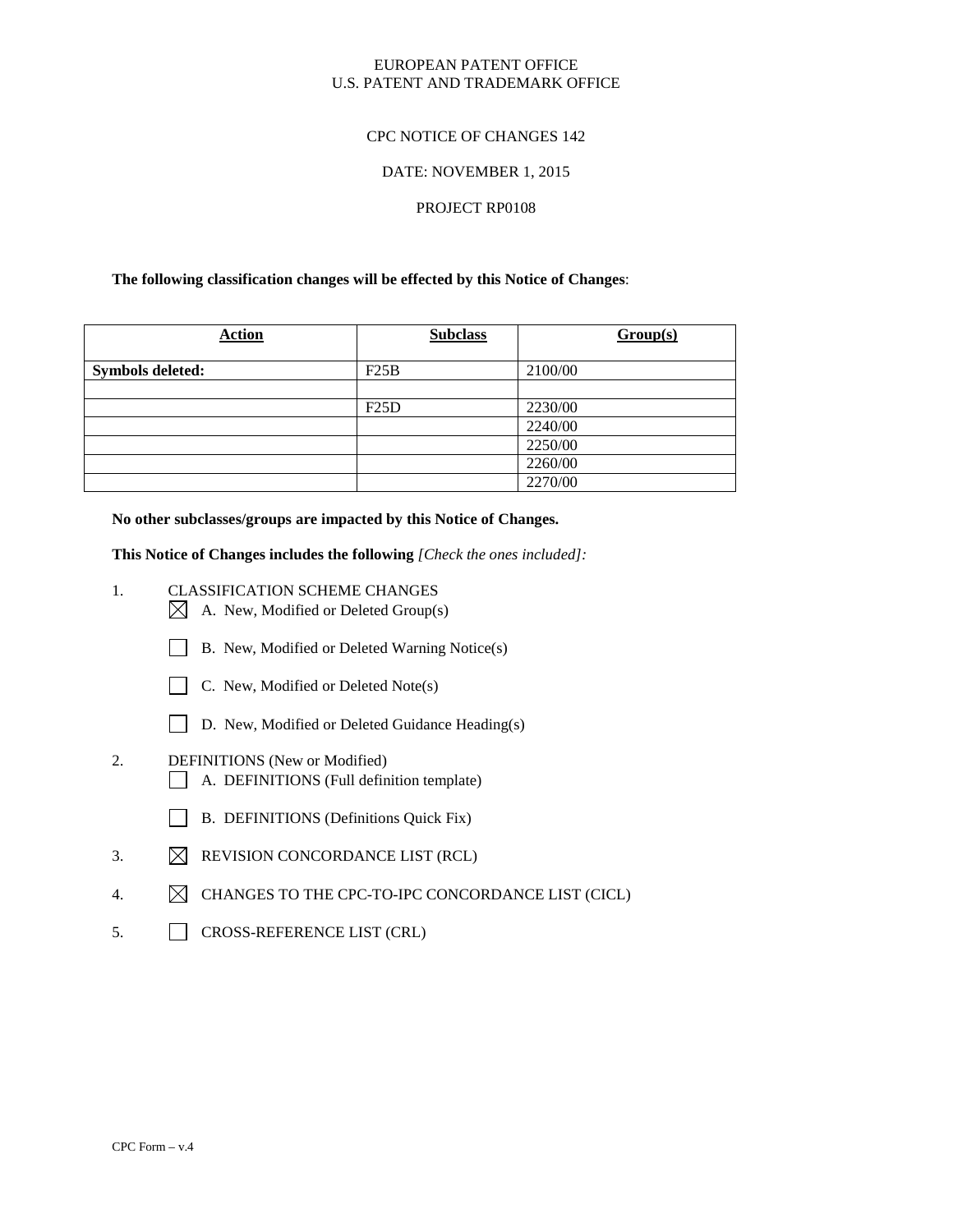EUROPEAN PATENT OFFICE
U.S. PATENT AND TRADEMARK OFFICE

CPC NOTICE OF CHANGES 142

DATE: NOVEMBER 1, 2015

PROJECT RP0108

**The following classification changes will be effected by this Notice of Changes**:

| Action | Subclass | Group(s) |
|---|---|---|
| **Symbols deleted:** | F25B | 2100/00 |
| | | |
| | F25D | 2230/00 |
| | | 2240/00 |
| | | 2250/00 |
| | | 2260/00 |
| | | 2270/00 |

**No other subclasses/groups are impacted by this Notice of Changes.**

**This Notice of Changes includes the following** *[Check the ones included]:*

1. CLASSIFICATION SCHEME CHANGES
   - [X] A. New, Modified or Deleted Group(s)
   - [ ] B. New, Modified or Deleted Warning Notice(s)
   - [ ] C. New, Modified or Deleted Note(s)
   - [ ] D. New, Modified or Deleted Guidance Heading(s)
2. DEFINITIONS (New or Modified)
   - [ ] A. DEFINITIONS (Full definition template)
   - [ ] B. DEFINITIONS (Definitions Quick Fix)
3. [X] REVISION CONCORDANCE LIST (RCL)
4. [X] CHANGES TO THE CPC-TO-IPC CONCORDANCE LIST (CICL)
5. [ ] CROSS-REFERENCE LIST (CRL)

CPC Form – v.4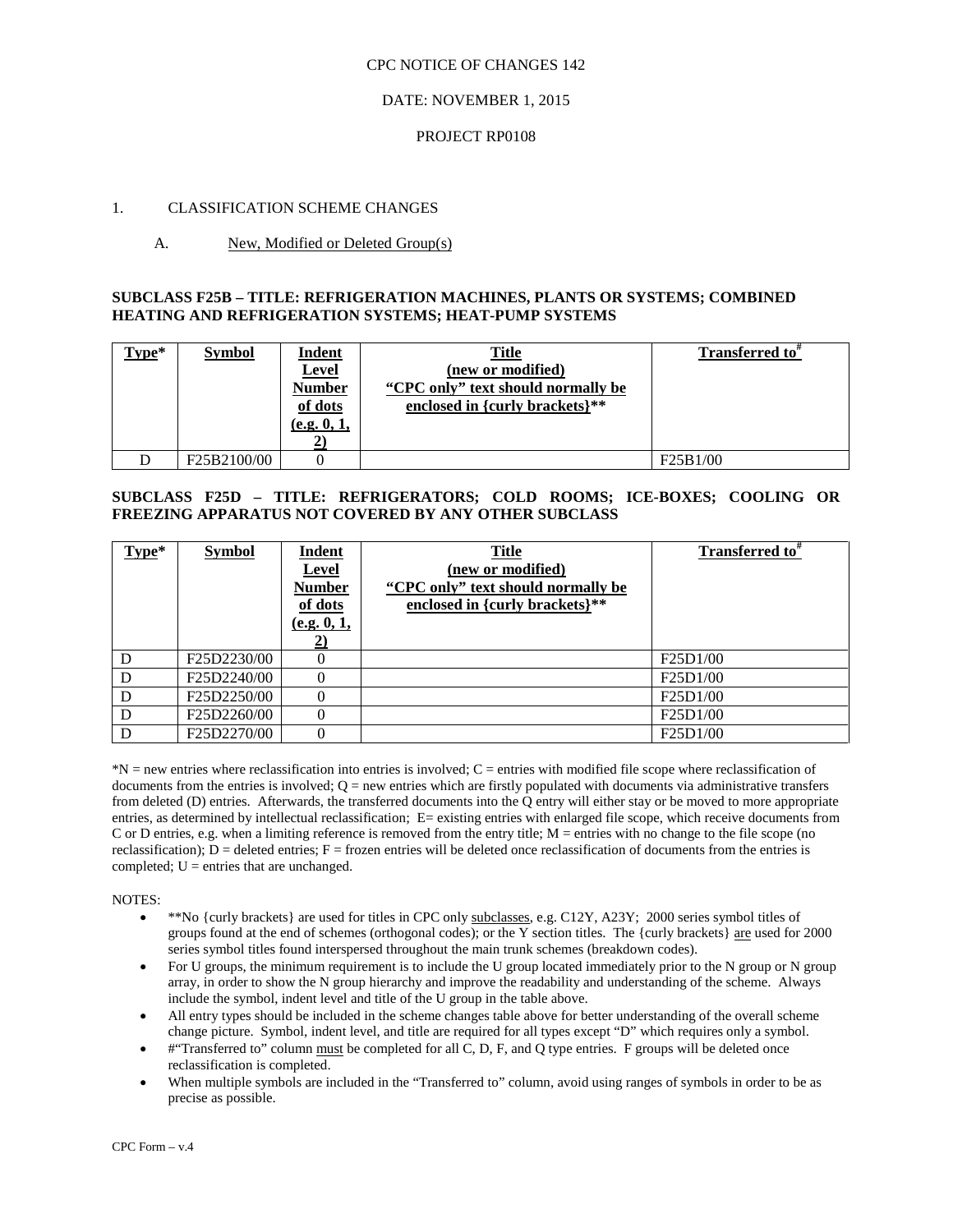CPC NOTICE OF CHANGES 142

DATE: NOVEMBER 1, 2015

PROJECT RP0108

1. CLASSIFICATION SCHEME CHANGES

   A. New, Modified or Deleted Group(s)

**SUBCLASS F25B – TITLE: REFRIGERATION MACHINES, PLANTS OR SYSTEMS; COMBINED HEATING AND REFRIGERATION SYSTEMS; HEAT-PUMP SYSTEMS**

| Type* | Symbol | Indent Level Number of dots (e.g. 0, 1, 2) | Title (new or modified) "CPC only" text should normally be enclosed in {curly brackets}** | Transferred to# |
|---|---|---|---|---|
| D | F25B2100/00 | 0 | | F25B1/00 |

**SUBCLASS F25D – TITLE: REFRIGERATORS; COLD ROOMS; ICE-BOXES; COOLING OR FREEZING APPARATUS NOT COVERED BY ANY OTHER SUBCLASS**

| Type* | Symbol | Indent Level Number of dots (e.g. 0, 1, 2) | Title (new or modified) "CPC only" text should normally be enclosed in {curly brackets}** | Transferred to# |
|---|---|---|---|---|
| D | F25D2230/00 | 0 | | F25D1/00 |
| D | F25D2240/00 | 0 | | F25D1/00 |
| D | F25D2250/00 | 0 | | F25D1/00 |
| D | F25D2260/00 | 0 | | F25D1/00 |
| D | F25D2270/00 | 0 | | F25D1/00 |

*N = new entries where reclassification into entries is involved; C = entries with modified file scope where reclassification of documents from the entries is involved; Q = new entries which are firstly populated with documents via administrative transfers from deleted (D) entries. Afterwards, the transferred documents into the Q entry will either stay or be moved to more appropriate entries, as determined by intellectual reclassification; E= existing entries with enlarged file scope, which receive documents from C or D entries, e.g. when a limiting reference is removed from the entry title; M = entries with no change to the file scope (no reclassification); D = deleted entries; F = frozen entries will be deleted once reclassification of documents from the entries is completed; U = entries that are unchanged.

NOTES:

- **No {curly brackets} are used for titles in CPC only subclasses, e.g. C12Y, A23Y; 2000 series symbol titles of groups found at the end of schemes (orthogonal codes); or the Y section titles. The {curly brackets} are used for 2000 series symbol titles found interspersed throughout the main trunk schemes (breakdown codes).
- For U groups, the minimum requirement is to include the U group located immediately prior to the N group or N group array, in order to show the N group hierarchy and improve the readability and understanding of the scheme. Always include the symbol, indent level and title of the U group in the table above.
- All entry types should be included in the scheme changes table above for better understanding of the overall scheme change picture. Symbol, indent level, and title are required for all types except "D" which requires only a symbol.
- #"Transferred to" column must be completed for all C, D, F, and Q type entries. F groups will be deleted once reclassification is completed.
- When multiple symbols are included in the "Transferred to" column, avoid using ranges of symbols in order to be as precise as possible.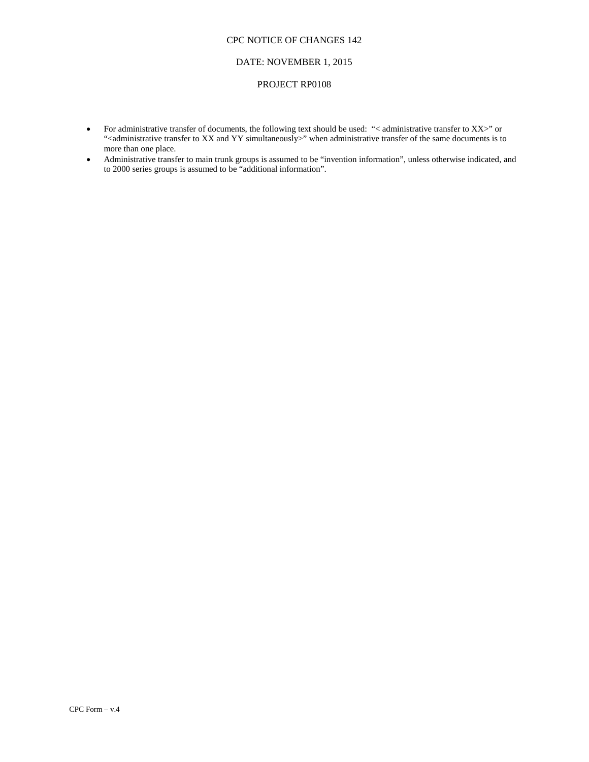CPC NOTICE OF CHANGES 142

DATE: NOVEMBER 1, 2015

PROJECT RP0108

- For administrative transfer of documents, the following text should be used: “< administrative transfer to XX>” or “<administrative transfer to XX and YY simultaneously>” when administrative transfer of the same documents is to more than one place.
- Administrative transfer to main trunk groups is assumed to be “invention information”, unless otherwise indicated, and to 2000 series groups is assumed to be “additional information”.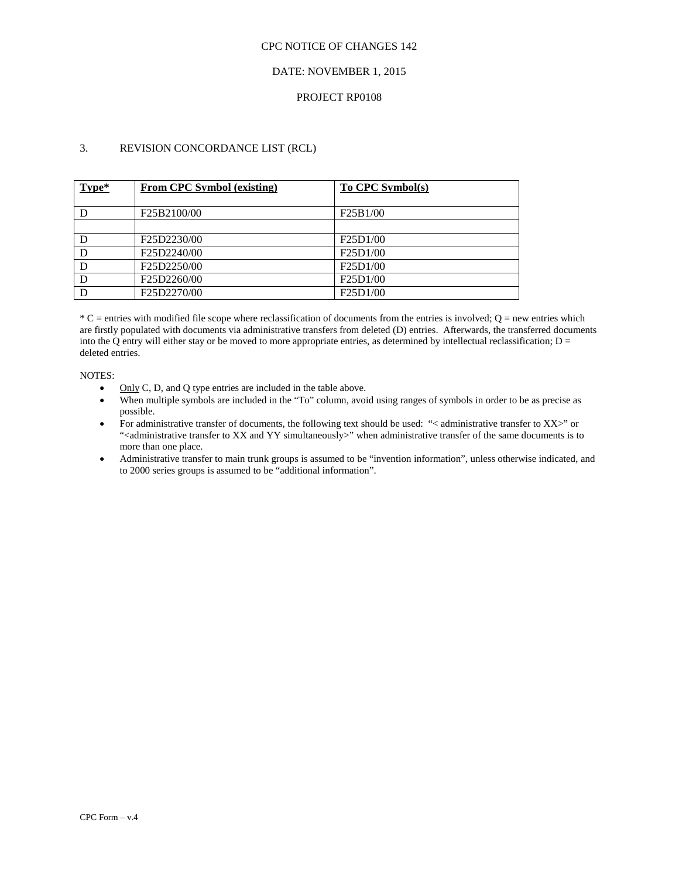CPC NOTICE OF CHANGES 142

DATE: NOVEMBER 1, 2015

PROJECT RP0108

3. REVISION CONCORDANCE LIST (RCL)

| **Type*** | **From CPC Symbol (existing)** | **To CPC Symbol(s)** |
|---|---|---|
| D | F25B2100/00 | F25B1/00 |
| | | |
| D | F25D2230/00 | F25D1/00 |
| D | F25D2240/00 | F25D1/00 |
| D | F25D2250/00 | F25D1/00 |
| D | F25D2260/00 | F25D1/00 |
| D | F25D2270/00 | F25D1/00 |

* C = entries with modified file scope where reclassification of documents from the entries is involved; Q = new entries which are firstly populated with documents via administrative transfers from deleted (D) entries. Afterwards, the transferred documents into the Q entry will either stay or be moved to more appropriate entries, as determined by intellectual reclassification; D = deleted entries.

NOTES:

- Only C, D, and Q type entries are included in the table above.
- When multiple symbols are included in the "To" column, avoid using ranges of symbols in order to be as precise as possible.
- For administrative transfer of documents, the following text should be used: "< administrative transfer to XX>" or "<administrative transfer to XX and YY simultaneously>" when administrative transfer of the same documents is to more than one place.
- Administrative transfer to main trunk groups is assumed to be "invention information", unless otherwise indicated, and to 2000 series groups is assumed to be "additional information".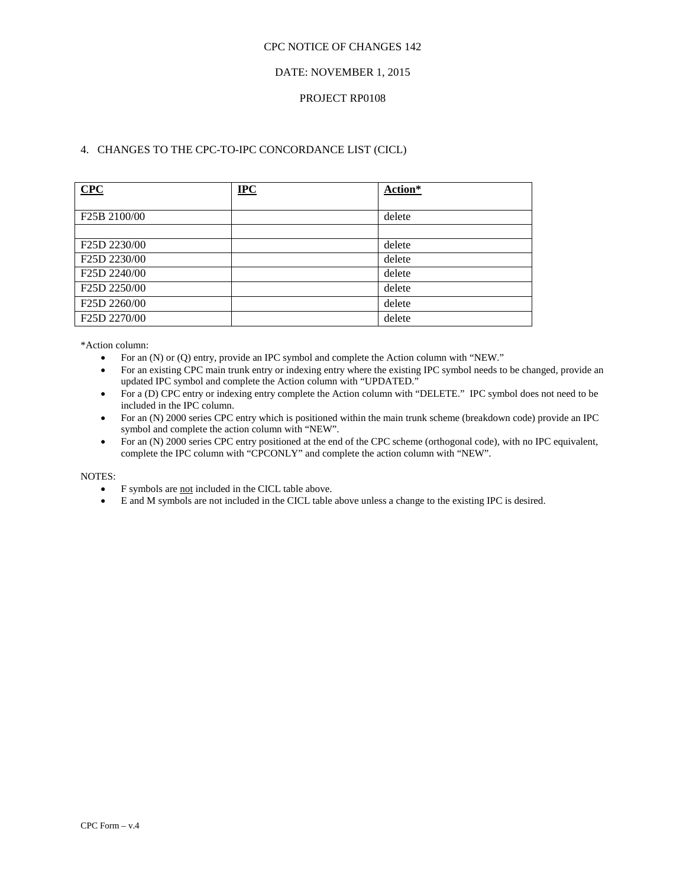CPC NOTICE OF CHANGES 142

DATE: NOVEMBER 1, 2015

PROJECT RP0108

4. CHANGES TO THE CPC-TO-IPC CONCORDANCE LIST (CICL)

| **CPC** | **IPC** | **Action*** |
|---|---|---|
| F25B 2100/00 | | delete |
| | | |
| F25D 2230/00 | | delete |
| F25D 2230/00 | | delete |
| F25D 2240/00 | | delete |
| F25D 2250/00 | | delete |
| F25D 2260/00 | | delete |
| F25D 2270/00 | | delete |

*Action column:

- For an (N) or (Q) entry, provide an IPC symbol and complete the Action column with "NEW."
- For an existing CPC main trunk entry or indexing entry where the existing IPC symbol needs to be changed, provide an updated IPC symbol and complete the Action column with "UPDATED."
- For a (D) CPC entry or indexing entry complete the Action column with "DELETE." IPC symbol does not need to be included in the IPC column.
- For an (N) 2000 series CPC entry which is positioned within the main trunk scheme (breakdown code) provide an IPC symbol and complete the action column with "NEW".
- For an (N) 2000 series CPC entry positioned at the end of the CPC scheme (orthogonal code), with no IPC equivalent, complete the IPC column with "CPCONLY" and complete the action column with "NEW".

NOTES:

- F symbols are <u>not</u> included in the CICL table above.
- E and M symbols are not included in the CICL table above unless a change to the existing IPC is desired.

CPC Form – v.4